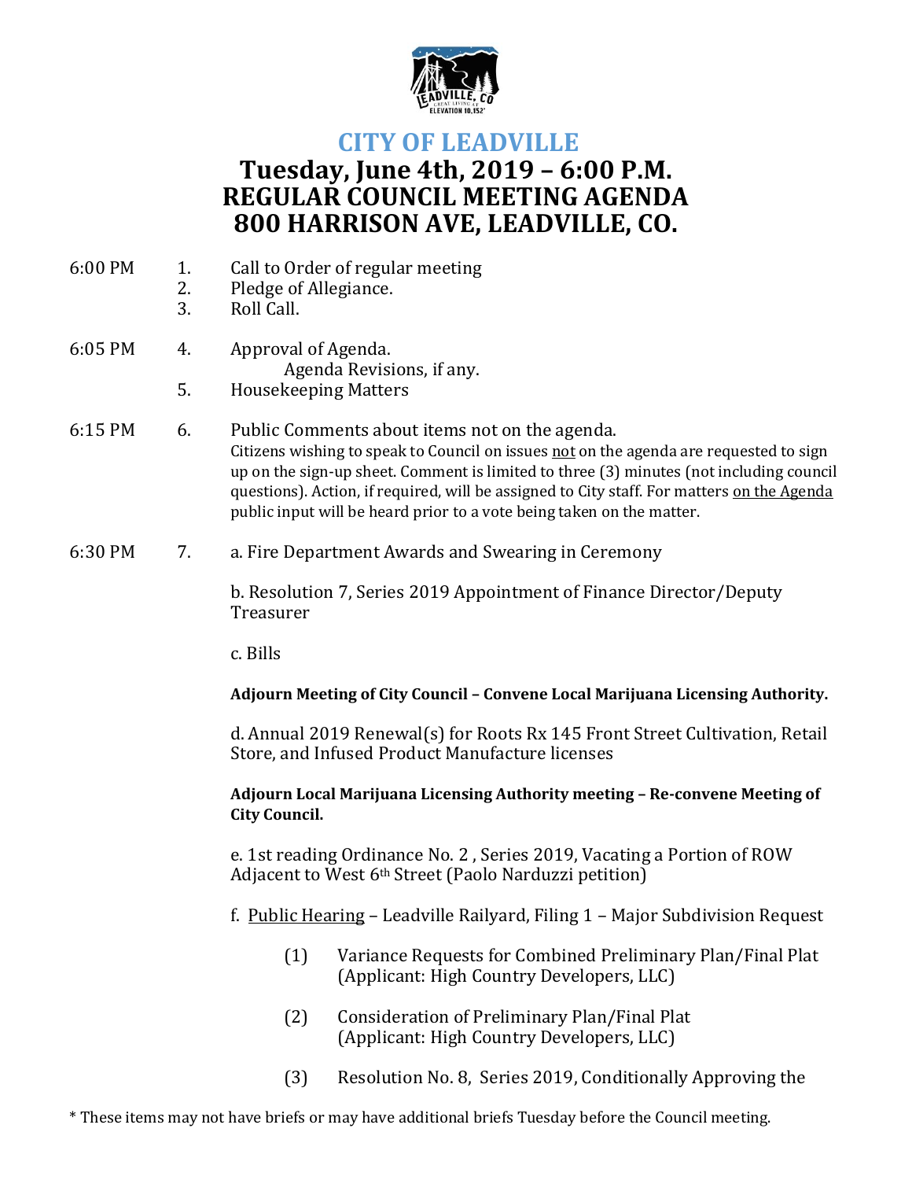# CITY OF LEADVILLE

## Tuesday, June 4th, 2019 – 6:00 P.M.
## REGULAR COUNCIL MEETING AGENDA
## 800 HARRISON AVE, LEADVILLE, CO.

6:00 PM

1. Call to Order of regular meeting
2. Pledge of Allegiance.
3. Roll Call.

6:05 PM

4. Approval of Agenda.
   Agenda Revisions, if any.
5. Housekeeping Matters

6:15 PM

6. Public Comments about items not on the agenda.
   Citizens wishing to speak to Council on issues not on the agenda are requested to sign up on the sign-up sheet. Comment is limited to three (3) minutes (not including council questions). Action, if required, will be assigned to City staff. For matters on the Agenda public input will be heard prior to a vote being taken on the matter.

6:30 PM

7. a. Fire Department Awards and Swearing in Ceremony

   b. Resolution 7, Series 2019 Appointment of Finance Director/Deputy Treasurer

   c. Bills

   **Adjourn Meeting of City Council – Convene Local Marijuana Licensing Authority.**

   d. Annual 2019 Renewal(s) for Roots Rx 145 Front Street Cultivation, Retail Store, and Infused Product Manufacture licenses

   **Adjourn Local Marijuana Licensing Authority meeting – Re-convene Meeting of City Council.**

   e. 1st reading Ordinance No. 2 , Series 2019, Vacating a Portion of ROW Adjacent to West 6th Street (Paolo Narduzzi petition)

   f. Public Hearing – Leadville Railyard, Filing 1 – Major Subdivision Request

   (1) Variance Requests for Combined Preliminary Plan/Final Plat (Applicant: High Country Developers, LLC)

   (2) Consideration of Preliminary Plan/Final Plat (Applicant: High Country Developers, LLC)

   (3) Resolution No. 8, Series 2019, Conditionally Approving the

\* These items may not have briefs or may have additional briefs Tuesday before the Council meeting.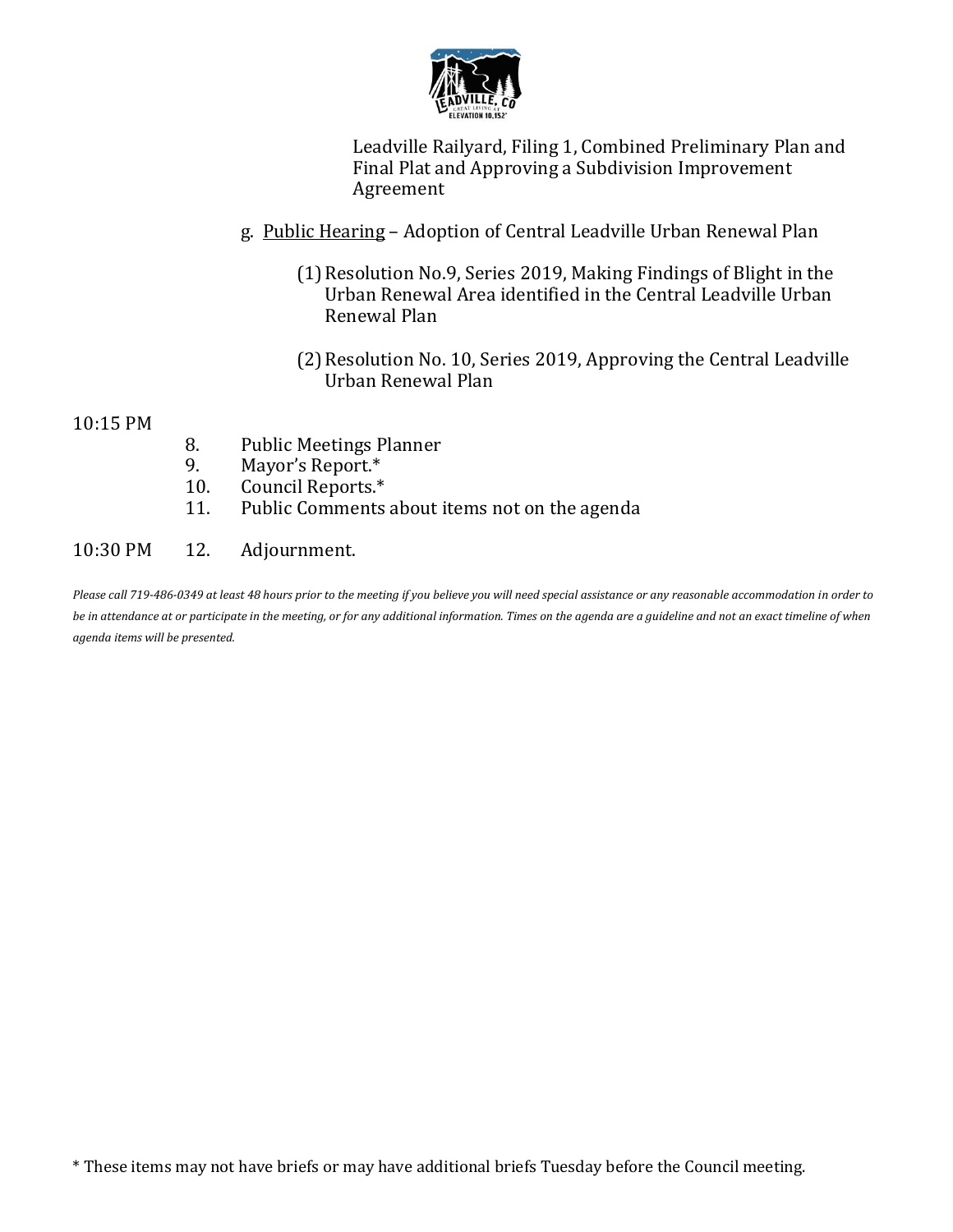Leadville Railyard, Filing 1, Combined Preliminary Plan and Final Plat and Approving a Subdivision Improvement Agreement

g. <u>Public Hearing</u> – Adoption of Central Leadville Urban Renewal Plan

(1) Resolution No.9, Series 2019, Making Findings of Blight in the Urban Renewal Area identified in the Central Leadville Urban Renewal Plan

(2) Resolution No. 10, Series 2019, Approving the Central Leadville Urban Renewal Plan

10:15 PM

8. Public Meetings Planner
9. Mayor's Report.*
10. Council Reports.*
11. Public Comments about items not on the agenda

10:30 PM 12. Adjournment.

*Please call 719-486-0349 at least 48 hours prior to the meeting if you believe you will need special assistance or any reasonable accommodation in order to be in attendance at or participate in the meeting, or for any additional information. Times on the agenda are a guideline and not an exact timeline of when agenda items will be presented.*

\* These items may not have briefs or may have additional briefs Tuesday before the Council meeting.